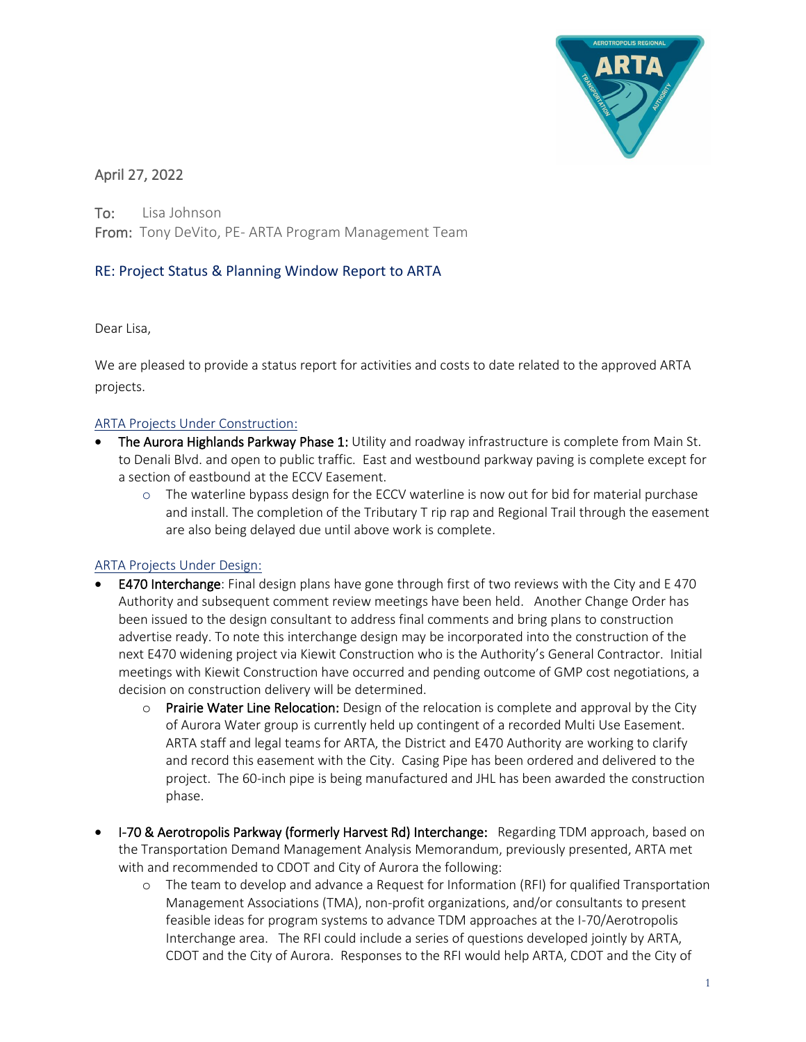April 27, 2022

To: Lisa Johnson
From: Tony DeVito, PE- ARTA Program Management Team

RE: Project Status & Planning Window Report to ARTA

Dear Lisa,

We are pleased to provide a status report for activities and costs to date related to the approved ARTA projects.

ARTA Projects Under Construction:

- The Aurora Highlands Parkway Phase 1: Utility and roadway infrastructure is complete from Main St. to Denali Blvd. and open to public traffic. East and westbound parkway paving is complete except for a section of eastbound at the ECCV Easement.
  - The waterline bypass design for the ECCV waterline is now out for bid for material purchase and install. The completion of the Tributary T rip rap and Regional Trail through the easement are also being delayed due until above work is complete.

ARTA Projects Under Design:

- E470 Interchange: Final design plans have gone through first of two reviews with the City and E 470 Authority and subsequent comment review meetings have been held. Another Change Order has been issued to the design consultant to address final comments and bring plans to construction advertise ready. To note this interchange design may be incorporated into the construction of the next E470 widening project via Kiewit Construction who is the Authority's General Contractor. Initial meetings with Kiewit Construction have occurred and pending outcome of GMP cost negotiations, a decision on construction delivery will be determined.
  - Prairie Water Line Relocation: Design of the relocation is complete and approval by the City of Aurora Water group is currently held up contingent of a recorded Multi Use Easement. ARTA staff and legal teams for ARTA, the District and E470 Authority are working to clarify and record this easement with the City. Casing Pipe has been ordered and delivered to the project. The 60-inch pipe is being manufactured and JHL has been awarded the construction phase.

- I-70 & Aerotropolis Parkway (formerly Harvest Rd) Interchange: Regarding TDM approach, based on the Transportation Demand Management Analysis Memorandum, previously presented, ARTA met with and recommended to CDOT and City of Aurora the following:
  - The team to develop and advance a Request for Information (RFI) for qualified Transportation Management Associations (TMA), non-profit organizations, and/or consultants to present feasible ideas for program systems to advance TDM approaches at the I-70/Aerotropolis Interchange area. The RFI could include a series of questions developed jointly by ARTA, CDOT and the City of Aurora. Responses to the RFI would help ARTA, CDOT and the City of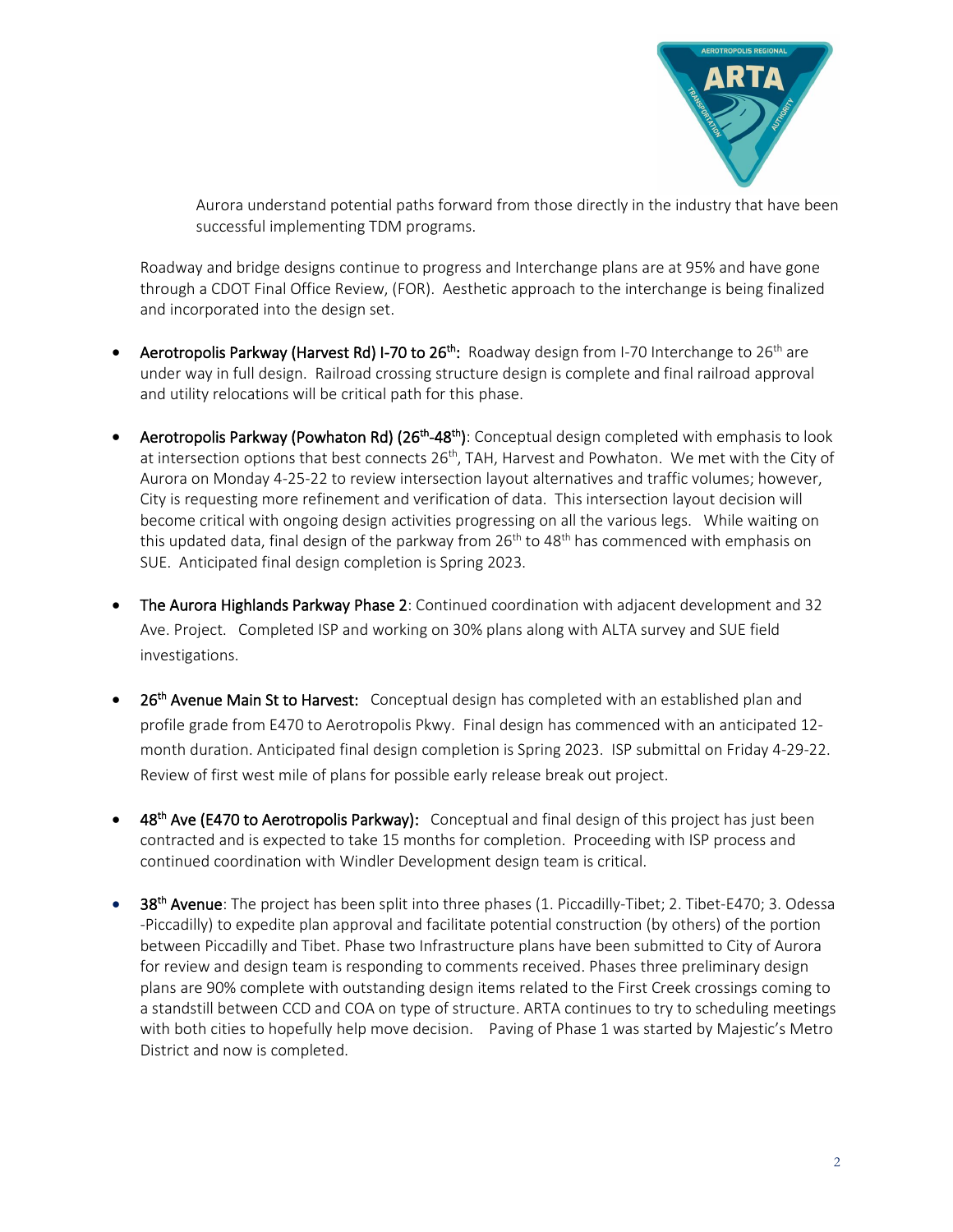Aurora understand potential paths forward from those directly in the industry that have been successful implementing TDM programs.

Roadway and bridge designs continue to progress and Interchange plans are at 95% and have gone through a CDOT Final Office Review, (FOR). Aesthetic approach to the interchange is being finalized and incorporated into the design set.

- **Aerotropolis Parkway (Harvest Rd) I-70 to 26th:** Roadway design from I-70 Interchange to 26th are under way in full design. Railroad crossing structure design is complete and final railroad approval and utility relocations will be critical path for this phase.

- **Aerotropolis Parkway (Powhaton Rd) (26th-48th)**: Conceptual design completed with emphasis to look at intersection options that best connects 26th, TAH, Harvest and Powhaton. We met with the City of Aurora on Monday 4-25-22 to review intersection layout alternatives and traffic volumes; however, City is requesting more refinement and verification of data. This intersection layout decision will become critical with ongoing design activities progressing on all the various legs. While waiting on this updated data, final design of the parkway from 26th to 48th has commenced with emphasis on SUE. Anticipated final design completion is Spring 2023.

- **The Aurora Highlands Parkway Phase 2**: Continued coordination with adjacent development and 32 Ave. Project. Completed ISP and working on 30% plans along with ALTA survey and SUE field investigations.

- **26th Avenue Main St to Harvest:** Conceptual design has completed with an established plan and profile grade from E470 to Aerotropolis Pkwy. Final design has commenced with an anticipated 12-month duration. Anticipated final design completion is Spring 2023. ISP submittal on Friday 4-29-22. Review of first west mile of plans for possible early release break out project.

- **48th Ave (E470 to Aerotropolis Parkway):** Conceptual and final design of this project has just been contracted and is expected to take 15 months for completion. Proceeding with ISP process and continued coordination with Windler Development design team is critical.

- **38th Avenue**: The project has been split into three phases (1. Piccadilly-Tibet; 2. Tibet-E470; 3. Odessa -Piccadilly) to expedite plan approval and facilitate potential construction (by others) of the portion between Piccadilly and Tibet. Phase two Infrastructure plans have been submitted to City of Aurora for review and design team is responding to comments received. Phases three preliminary design plans are 90% complete with outstanding design items related to the First Creek crossings coming to a standstill between CCD and COA on type of structure. ARTA continues to try to scheduling meetings with both cities to hopefully help move decision. Paving of Phase 1 was started by Majestic's Metro District and now is completed.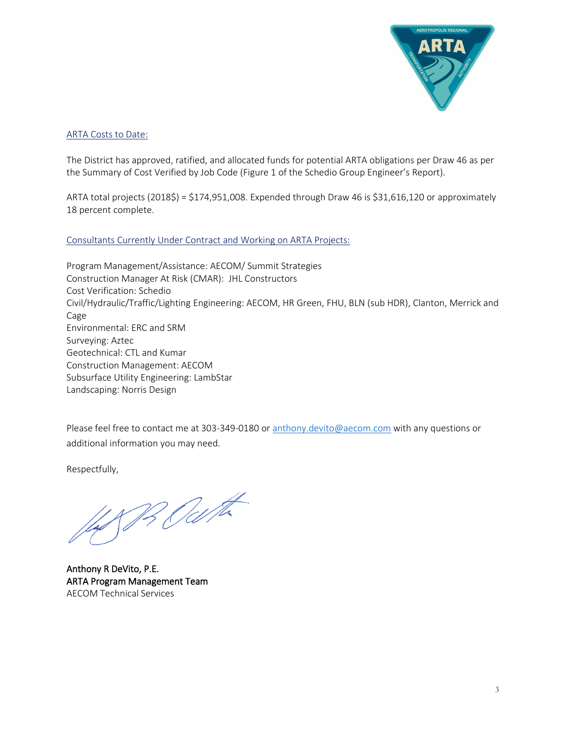## ARTA Costs to Date:

The District has approved, ratified, and allocated funds for potential ARTA obligations per Draw 46 as per the Summary of Cost Verified by Job Code (Figure 1 of the Schedio Group Engineer's Report).

ARTA total projects (2018$) = $174,951,008. Expended through Draw 46 is $31,616,120 or approximately 18 percent complete.

## Consultants Currently Under Contract and Working on ARTA Projects:

Program Management/Assistance: AECOM/ Summit Strategies
Construction Manager At Risk (CMAR): JHL Constructors
Cost Verification: Schedio
Civil/Hydraulic/Traffic/Lighting Engineering: AECOM, HR Green, FHU, BLN (sub HDR), Clanton, Merrick and Cage
Environmental: ERC and SRM
Surveying: Aztec
Geotechnical: CTL and Kumar
Construction Management: AECOM
Subsurface Utility Engineering: LambStar
Landscaping: Norris Design

Please feel free to contact me at 303-349-0180 or anthony.devito@aecom.com with any questions or additional information you may need.

Respectfully,

**Anthony R DeVito, P.E.**
**ARTA Program Management Team**
AECOM Technical Services